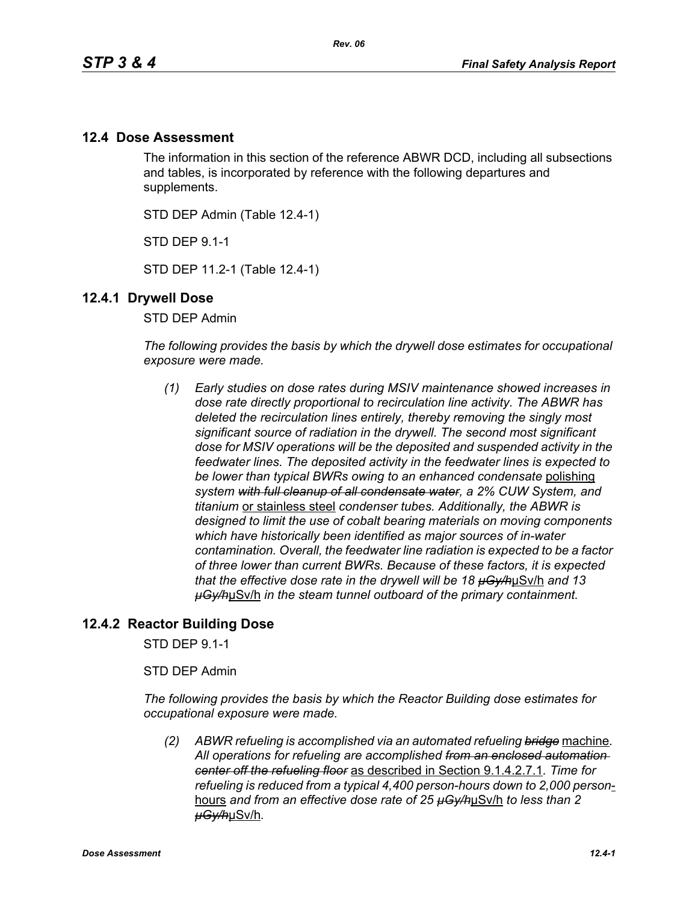## 12.4 Dose Assessment

The information in this section of the reference ABWR DCD, including all subsections and tables, is incorporated by reference with the following departures and supplements.

STD DEP Admin (Table 12.4-1)

STD DEP 9.1-1

STD DEP 11.2-1 (Table 12.4-1)

### 12.4.1 Drywell Dose

STD DEP Admin

*The following provides the basis by which the drywell dose estimates for occupational exposure were made.*

*(1) Early studies on dose rates during MSIV maintenance showed increases in dose rate directly proportional to recirculation line activity. The ABWR has deleted the recirculation lines entirely, thereby removing the singly most significant source of radiation in the drywell. The second most significant dose for MSIV operations will be the deposited and suspended activity in the feedwater lines. The deposited activity in the feedwater lines is expected to be lower than typical BWRs owing to an enhanced condensate* polishing *system ~~with full cleanup of all condensate water~~, a 2% CUW System, and titanium* or stainless steel *condenser tubes. Additionally, the ABWR is designed to limit the use of cobalt bearing materials on moving components which have historically been identified as major sources of in-water contamination. Overall, the feedwater line radiation is expected to be a factor of three lower than current BWRs. Because of these factors, it is expected that the effective dose rate in the drywell will be 18 ~~μGy/h~~*μSv/h *and 13 ~~μGy/h~~*μSv/h *in the steam tunnel outboard of the primary containment.*

### 12.4.2 Reactor Building Dose

STD DEP 9.1-1

STD DEP Admin

*The following provides the basis by which the Reactor Building dose estimates for occupational exposure were made.*

*(2) ABWR refueling is accomplished via an automated refueling ~~bridge~~* machine*. All operations for refueling are accomplished ~~from an enclosed automation center off the refueling floor~~* as described in Section 9.1.4.2.7.1*. Time for refueling is reduced from a typical 4,400 person-hours down to 2,000 person*-hours *and from an effective dose rate of 25 ~~μGy/h~~*μSv/h *to less than 2 ~~μGy/h~~*μSv/h*.*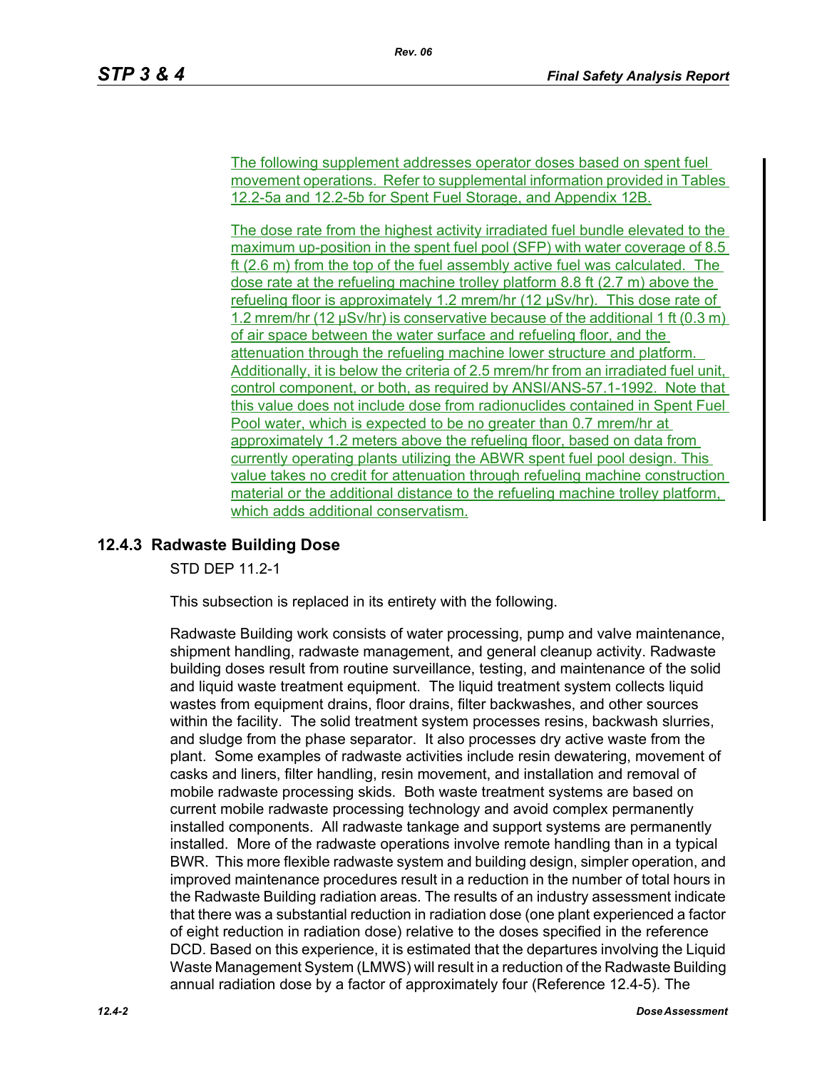The following supplement addresses operator doses based on spent fuel movement operations. Refer to supplemental information provided in Tables 12.2-5a and 12.2-5b for Spent Fuel Storage, and Appendix 12B.

The dose rate from the highest activity irradiated fuel bundle elevated to the maximum up-position in the spent fuel pool (SFP) with water coverage of 8.5 ft (2.6 m) from the top of the fuel assembly active fuel was calculated. The dose rate at the refueling machine trolley platform 8.8 ft (2.7 m) above the refueling floor is approximately 1.2 mrem/hr (12 μSv/hr). This dose rate of 1.2 mrem/hr (12 μSv/hr) is conservative because of the additional 1 ft (0.3 m) of air space between the water surface and refueling floor, and the attenuation through the refueling machine lower structure and platform. Additionally, it is below the criteria of 2.5 mrem/hr from an irradiated fuel unit, control component, or both, as required by ANSI/ANS-57.1-1992. Note that this value does not include dose from radionuclides contained in Spent Fuel Pool water, which is expected to be no greater than 0.7 mrem/hr at approximately 1.2 meters above the refueling floor, based on data from currently operating plants utilizing the ABWR spent fuel pool design. This value takes no credit for attenuation through refueling machine construction material or the additional distance to the refueling machine trolley platform, which adds additional conservatism.

### 12.4.3 Radwaste Building Dose

STD DEP 11.2-1

This subsection is replaced in its entirety with the following.

Radwaste Building work consists of water processing, pump and valve maintenance, shipment handling, radwaste management, and general cleanup activity. Radwaste building doses result from routine surveillance, testing, and maintenance of the solid and liquid waste treatment equipment. The liquid treatment system collects liquid wastes from equipment drains, floor drains, filter backwashes, and other sources within the facility. The solid treatment system processes resins, backwash slurries, and sludge from the phase separator. It also processes dry active waste from the plant. Some examples of radwaste activities include resin dewatering, movement of casks and liners, filter handling, resin movement, and installation and removal of mobile radwaste processing skids. Both waste treatment systems are based on current mobile radwaste processing technology and avoid complex permanently installed components. All radwaste tankage and support systems are permanently installed. More of the radwaste operations involve remote handling than in a typical BWR. This more flexible radwaste system and building design, simpler operation, and improved maintenance procedures result in a reduction in the number of total hours in the Radwaste Building radiation areas. The results of an industry assessment indicate that there was a substantial reduction in radiation dose (one plant experienced a factor of eight reduction in radiation dose) relative to the doses specified in the reference DCD. Based on this experience, it is estimated that the departures involving the Liquid Waste Management System (LMWS) will result in a reduction of the Radwaste Building annual radiation dose by a factor of approximately four (Reference 12.4-5). The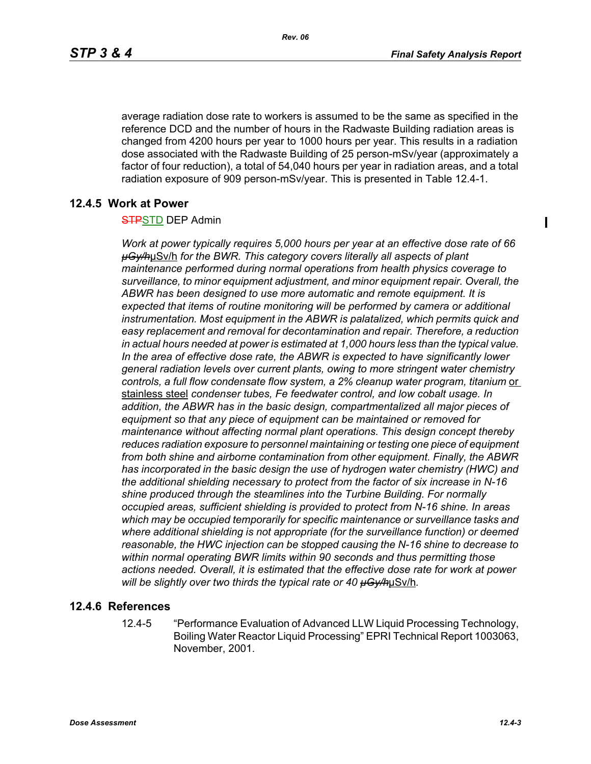average radiation dose rate to workers is assumed to be the same as specified in the reference DCD and the number of hours in the Radwaste Building radiation areas is changed from 4200 hours per year to 1000 hours per year. This results in a radiation dose associated with the Radwaste Building of 25 person-mSv/year (approximately a factor of four reduction), a total of 54,040 hours per year in radiation areas, and a total radiation exposure of 909 person-mSv/year. This is presented in Table 12.4-1.

## 12.4.5 Work at Power

~~STP~~STD DEP Admin

*Work at power typically requires 5,000 hours per year at an effective dose rate of 66 ~~μGy/h~~*μSv/h *for the BWR. This category covers literally all aspects of plant maintenance performed during normal operations from health physics coverage to surveillance, to minor equipment adjustment, and minor equipment repair. Overall, the ABWR has been designed to use more automatic and remote equipment. It is expected that items of routine monitoring will be performed by camera or additional instrumentation. Most equipment in the ABWR is palatalized, which permits quick and easy replacement and removal for decontamination and repair. Therefore, a reduction in actual hours needed at power is estimated at 1,000 hours less than the typical value. In the area of effective dose rate, the ABWR is expected to have significantly lower general radiation levels over current plants, owing to more stringent water chemistry controls, a full flow condensate flow system, a 2% cleanup water program, titanium* or stainless steel *condenser tubes, Fe feedwater control, and low cobalt usage. In addition, the ABWR has in the basic design, compartmentalized all major pieces of equipment so that any piece of equipment can be maintained or removed for maintenance without affecting normal plant operations. This design concept thereby reduces radiation exposure to personnel maintaining or testing one piece of equipment from both shine and airborne contamination from other equipment. Finally, the ABWR has incorporated in the basic design the use of hydrogen water chemistry (HWC) and the additional shielding necessary to protect from the factor of six increase in N-16 shine produced through the steamlines into the Turbine Building. For normally occupied areas, sufficient shielding is provided to protect from N-16 shine. In areas which may be occupied temporarily for specific maintenance or surveillance tasks and where additional shielding is not appropriate (for the surveillance function) or deemed reasonable, the HWC injection can be stopped causing the N-16 shine to decrease to within normal operating BWR limits within 90 seconds and thus permitting those actions needed. Overall, it is estimated that the effective dose rate for work at power will be slightly over two thirds the typical rate or 40 ~~μGy/h~~*μSv/h.

## 12.4.6 References

12.4-5 "Performance Evaluation of Advanced LLW Liquid Processing Technology, Boiling Water Reactor Liquid Processing" EPRI Technical Report 1003063, November, 2001.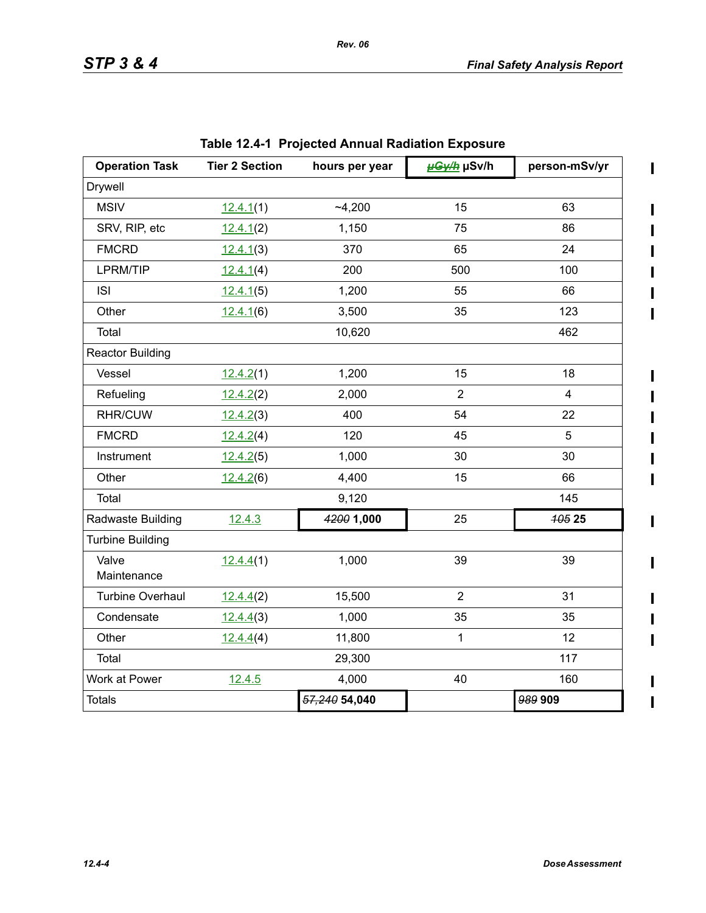Table 12.4-1 Projected Annual Radiation Exposure

| Operation Task | Tier 2 Section | hours per year | ~~μGy/h~~ μSv/h | person-mSv/yr |
|---|---|---|---|---|
| Drywell | | | | |
| MSIV | 12.4.1(1) | ~4,200 | 15 | 63 |
| SRV, RIP, etc | 12.4.1(2) | 1,150 | 75 | 86 |
| FMCRD | 12.4.1(3) | 370 | 65 | 24 |
| LPRM/TIP | 12.4.1(4) | 200 | 500 | 100 |
| ISI | 12.4.1(5) | 1,200 | 55 | 66 |
| Other | 12.4.1(6) | 3,500 | 35 | 123 |
| Total | | 10,620 | | 462 |
| Reactor Building | | | | |
| Vessel | 12.4.2(1) | 1,200 | 15 | 18 |
| Refueling | 12.4.2(2) | 2,000 | 2 | 4 |
| RHR/CUW | 12.4.2(3) | 400 | 54 | 22 |
| FMCRD | 12.4.2(4) | 120 | 45 | 5 |
| Instrument | 12.4.2(5) | 1,000 | 30 | 30 |
| Other | 12.4.2(6) | 4,400 | 15 | 66 |
| Total | | 9,120 | | 145 |
| Radwaste Building | 12.4.3 | ~~4200~~ **1,000** | 25 | ~~105~~ **25** |
| Turbine Building | | | | |
| Valve Maintenance | 12.4.4(1) | 1,000 | 39 | 39 |
| Turbine Overhaul | 12.4.4(2) | 15,500 | 2 | 31 |
| Condensate | 12.4.4(3) | 1,000 | 35 | 35 |
| Other | 12.4.4(4) | 11,800 | 1 | 12 |
| Total | | 29,300 | | 117 |
| Work at Power | 12.4.5 | 4,000 | 40 | 160 |
| Totals | | ~~57,240~~ **54,040** | | ~~989~~ **909** |